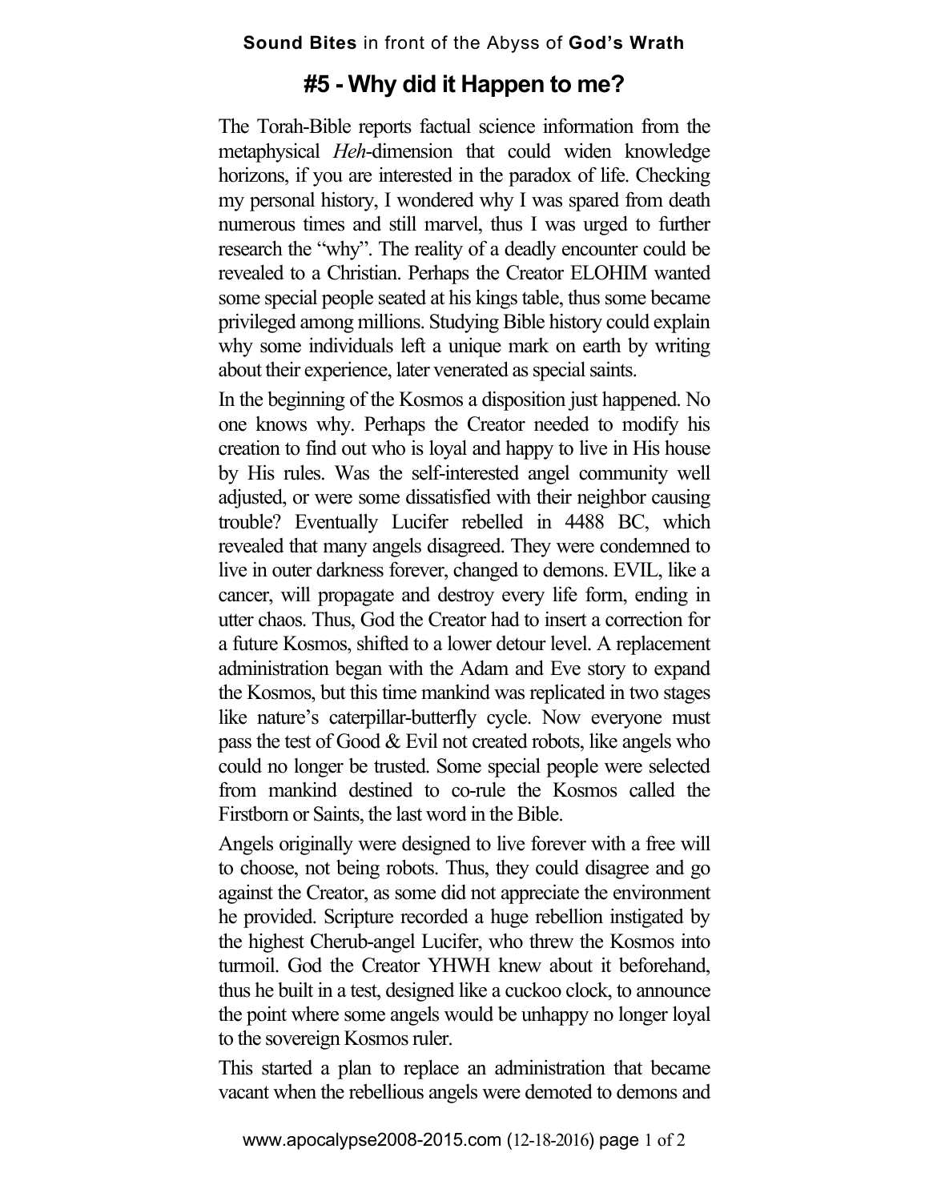# #5 - Why did it Happen to me?

The Torah-Bible reports factual science information from the metaphysical *Heh*-dimension that could widen knowledge horizons, if you are interested in the paradox of life. Checking my personal history, I wondered why I was spared from death numerous times and still marvel, thus I was urged to further research the "why". The reality of a deadly encounter could be revealed to a Christian. Perhaps the Creator ELOHIM wanted some special people seated at his kings table, thus some became privileged among millions. Studying Bible history could explain why some individuals left a unique mark on earth by writing about their experience, later venerated as special saints.

In the beginning of the Kosmos a disposition just happened. No one knows why. Perhaps the Creator needed to modify his creation to find out who is loyal and happy to live in His house by His rules. Was the self-interested angel community well adjusted, or were some dissatisfied with their neighbor causing trouble? Eventually Lucifer rebelled in 4488 BC, which revealed that many angels disagreed. They were condemned to live in outer darkness forever, changed to demons. EVIL, like a cancer, will propagate and destroy every life form, ending in utter chaos. Thus, God the Creator had to insert a correction for a future Kosmos, shifted to a lower detour level. A replacement administration began with the Adam and Eve story to expand the Kosmos, but this time mankind was replicated in two stages like nature's caterpillar-butterfly cycle. Now everyone must pass the test of Good & Evil not created robots, like angels who could no longer be trusted. Some special people were selected from mankind destined to co-rule the Kosmos called the Firstborn or Saints, the last word in the Bible.

Angels originally were designed to live forever with a free will to choose, not being robots. Thus, they could disagree and go against the Creator, as some did not appreciate the environment he provided. Scripture recorded a huge rebellion instigated by the highest Cherub-angel Lucifer, who threw the Kosmos into turmoil. God the Creator YHWH knew about it beforehand, thus he built in a test, designed like a cuckoo clock, to announce the point where some angels would be unhappy no longer loyal to the sovereign Kosmos ruler.

This started a plan to replace an administration that became vacant when the rebellious angels were demoted to demons and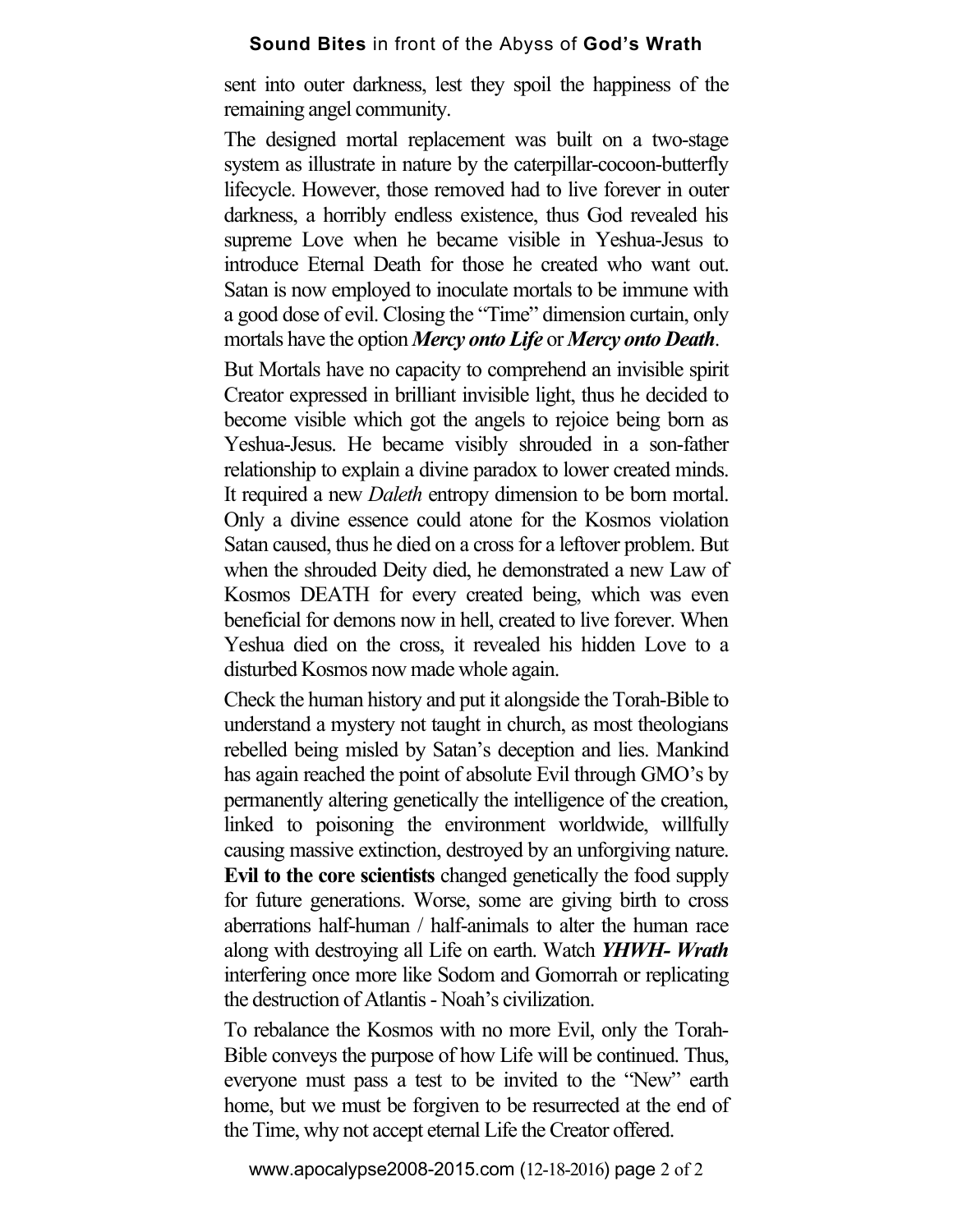sent into outer darkness, lest they spoil the happiness of the remaining angel community.

The designed mortal replacement was built on a two-stage system as illustrate in nature by the caterpillar-cocoon-butterfly lifecycle. However, those removed had to live forever in outer darkness, a horribly endless existence, thus God revealed his supreme Love when he became visible in Yeshua-Jesus to introduce Eternal Death for those he created who want out. Satan is now employed to inoculate mortals to be immune with a good dose of evil. Closing the "Time" dimension curtain, only mortals have the option ***Mercy onto Life*** or ***Mercy onto Death***.

But Mortals have no capacity to comprehend an invisible spirit Creator expressed in brilliant invisible light, thus he decided to become visible which got the angels to rejoice being born as Yeshua-Jesus. He became visibly shrouded in a son-father relationship to explain a divine paradox to lower created minds. It required a new *Daleth* entropy dimension to be born mortal. Only a divine essence could atone for the Kosmos violation Satan caused, thus he died on a cross for a leftover problem. But when the shrouded Deity died, he demonstrated a new Law of Kosmos DEATH for every created being, which was even beneficial for demons now in hell, created to live forever. When Yeshua died on the cross, it revealed his hidden Love to a disturbed Kosmos now made whole again.

Check the human history and put it alongside the Torah-Bible to understand a mystery not taught in church, as most theologians rebelled being misled by Satan's deception and lies. Mankind has again reached the point of absolute Evil through GMO's by permanently altering genetically the intelligence of the creation, linked to poisoning the environment worldwide, willfully causing massive extinction, destroyed by an unforgiving nature. **Evil to the core scientists** changed genetically the food supply for future generations. Worse, some are giving birth to cross aberrations half-human / half-animals to alter the human race along with destroying all Life on earth. Watch ***YHWH- Wrath*** interfering once more like Sodom and Gomorrah or replicating the destruction of Atlantis - Noah's civilization.

To rebalance the Kosmos with no more Evil, only the Torah-Bible conveys the purpose of how Life will be continued. Thus, everyone must pass a test to be invited to the "New" earth home, but we must be forgiven to be resurrected at the end of the Time, why not accept eternal Life the Creator offered.